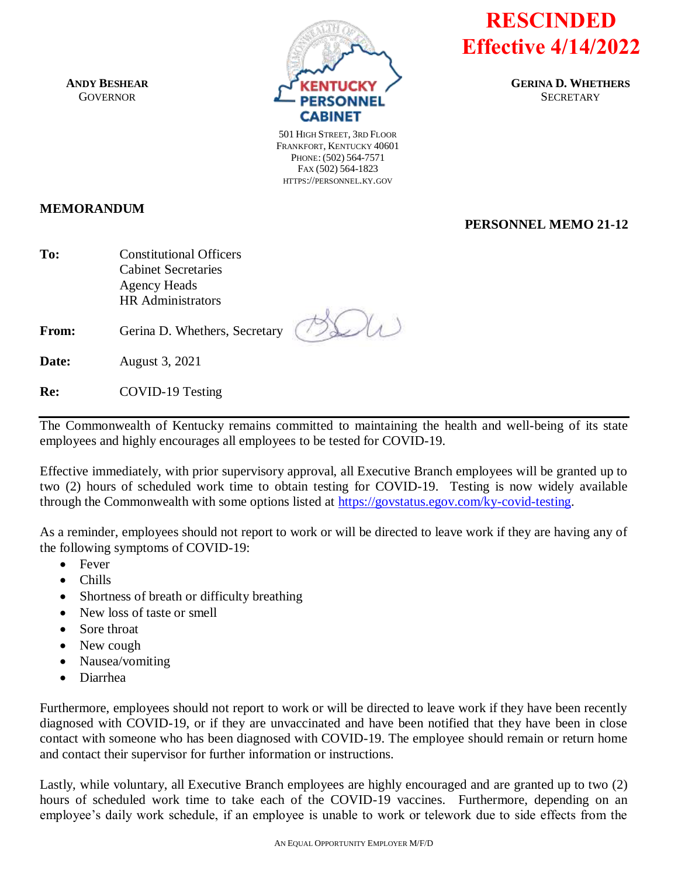**RESCINDED Effective 4/14/2022**

**ANDY BESHEAR**
GOVERNOR

KENTUCKY PERSONNEL CABINET
501 HIGH STREET, 3RD FLOOR
FRANKFORT, KENTUCKY 40601
PHONE: (502) 564-7571
FAX (502) 564-1823
HTTPS://PERSONNEL.KY.GOV

**GERINA D. WHETHERS**
SECRETARY

**MEMORANDUM**

**PERSONNEL MEMO 21-12**

**To:** Constitutional Officers
Cabinet Secretaries
Agency Heads
HR Administrators

**From:** Gerina D. Whethers, Secretary

**Date:** August 3, 2021

**Re:** COVID-19 Testing

---

The Commonwealth of Kentucky remains committed to maintaining the health and well-being of its state employees and highly encourages all employees to be tested for COVID-19.

Effective immediately, with prior supervisory approval, all Executive Branch employees will be granted up to two (2) hours of scheduled work time to obtain testing for COVID-19. Testing is now widely available through the Commonwealth with some options listed at https://govstatus.egov.com/ky-covid-testing.

As a reminder, employees should not report to work or will be directed to leave work if they are having any of the following symptoms of COVID-19:

- Fever
- Chills
- Shortness of breath or difficulty breathing
- New loss of taste or smell
- Sore throat
- New cough
- Nausea/vomiting
- Diarrhea

Furthermore, employees should not report to work or will be directed to leave work if they have been recently diagnosed with COVID-19, or if they are unvaccinated and have been notified that they have been in close contact with someone who has been diagnosed with COVID-19. The employee should remain or return home and contact their supervisor for further information or instructions.

Lastly, while voluntary, all Executive Branch employees are highly encouraged and are granted up to two (2) hours of scheduled work time to take each of the COVID-19 vaccines. Furthermore, depending on an employee's daily work schedule, if an employee is unable to work or telework due to side effects from the

AN EQUAL OPPORTUNITY EMPLOYER M/F/D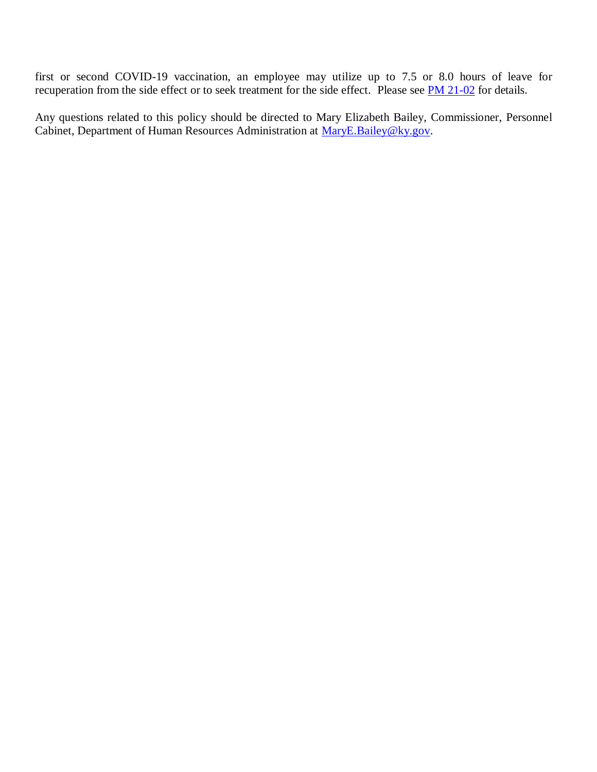first or second COVID-19 vaccination, an employee may utilize up to 7.5 or 8.0 hours of leave for recuperation from the side effect or to seek treatment for the side effect. Please see PM 21-02 for details.

Any questions related to this policy should be directed to Mary Elizabeth Bailey, Commissioner, Personnel Cabinet, Department of Human Resources Administration at MaryE.Bailey@ky.gov.